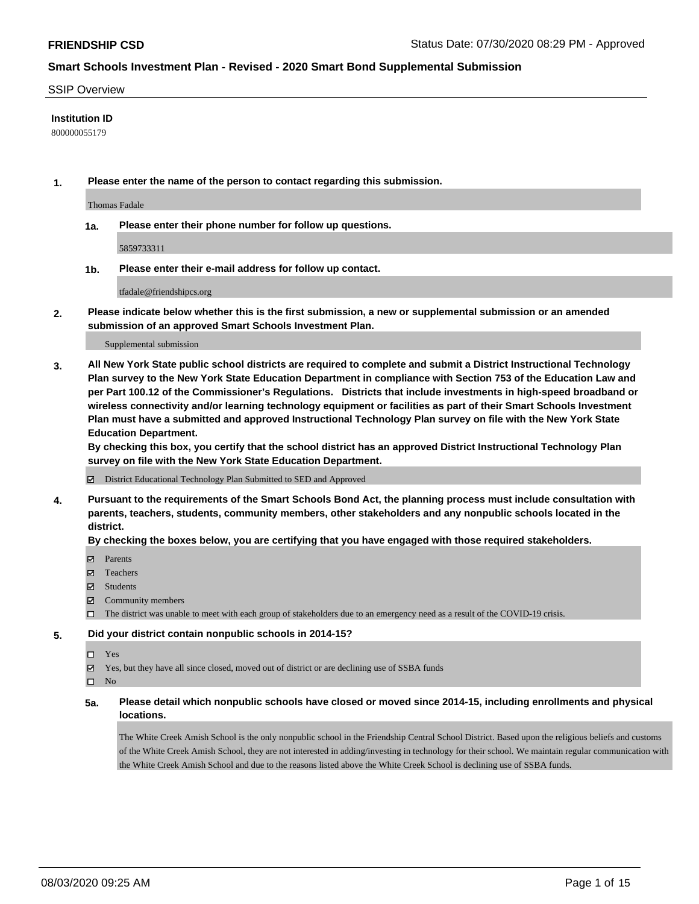**FRIENDSHIP CSD** Status Date: 07/30/2020 08:29 PM - Approved

## Smart Schools Investment Plan - Revised - 2020 Smart Bond Supplemental Submission

SSIP Overview

**Institution ID**

800000055179

**1. Please enter the name of the person to contact regarding this submission.**

Thomas Fadale

**1a. Please enter their phone number for follow up questions.**

5859733311

**1b. Please enter their e-mail address for follow up contact.**

tfadale@friendshipcs.org

**2. Please indicate below whether this is the first submission, a new or supplemental submission or an amended submission of an approved Smart Schools Investment Plan.**

Supplemental submission

**3. All New York State public school districts are required to complete and submit a District Instructional Technology Plan survey to the New York State Education Department in compliance with Section 753 of the Education Law and per Part 100.12 of the Commissioner's Regulations. Districts that include investments in high-speed broadband or wireless connectivity and/or learning technology equipment or facilities as part of their Smart Schools Investment Plan must have a submitted and approved Instructional Technology Plan survey on file with the New York State Education Department.**
**By checking this box, you certify that the school district has an approved District Instructional Technology Plan survey on file with the New York State Education Department.**

- ☑ District Educational Technology Plan Submitted to SED and Approved

**4. Pursuant to the requirements of the Smart Schools Bond Act, the planning process must include consultation with parents, teachers, students, community members, other stakeholders and any nonpublic schools located in the district.**
**By checking the boxes below, you are certifying that you have engaged with those required stakeholders.**

- ☑ Parents
- ☑ Teachers
- ☑ Students
- ☑ Community members
- ☐ The district was unable to meet with each group of stakeholders due to an emergency need as a result of the COVID-19 crisis.

**5. Did your district contain nonpublic schools in 2014-15?**

- ☐ Yes
- ☑ Yes, but they have all since closed, moved out of district or are declining use of SSBA funds
- ☐ No

**5a. Please detail which nonpublic schools have closed or moved since 2014-15, including enrollments and physical locations.**

The White Creek Amish School is the only nonpublic school in the Friendship Central School District. Based upon the religious beliefs and customs of the White Creek Amish School, they are not interested in adding/investing in technology for their school. We maintain regular communication with the White Creek Amish School and due to the reasons listed above the White Creek School is declining use of SSBA funds.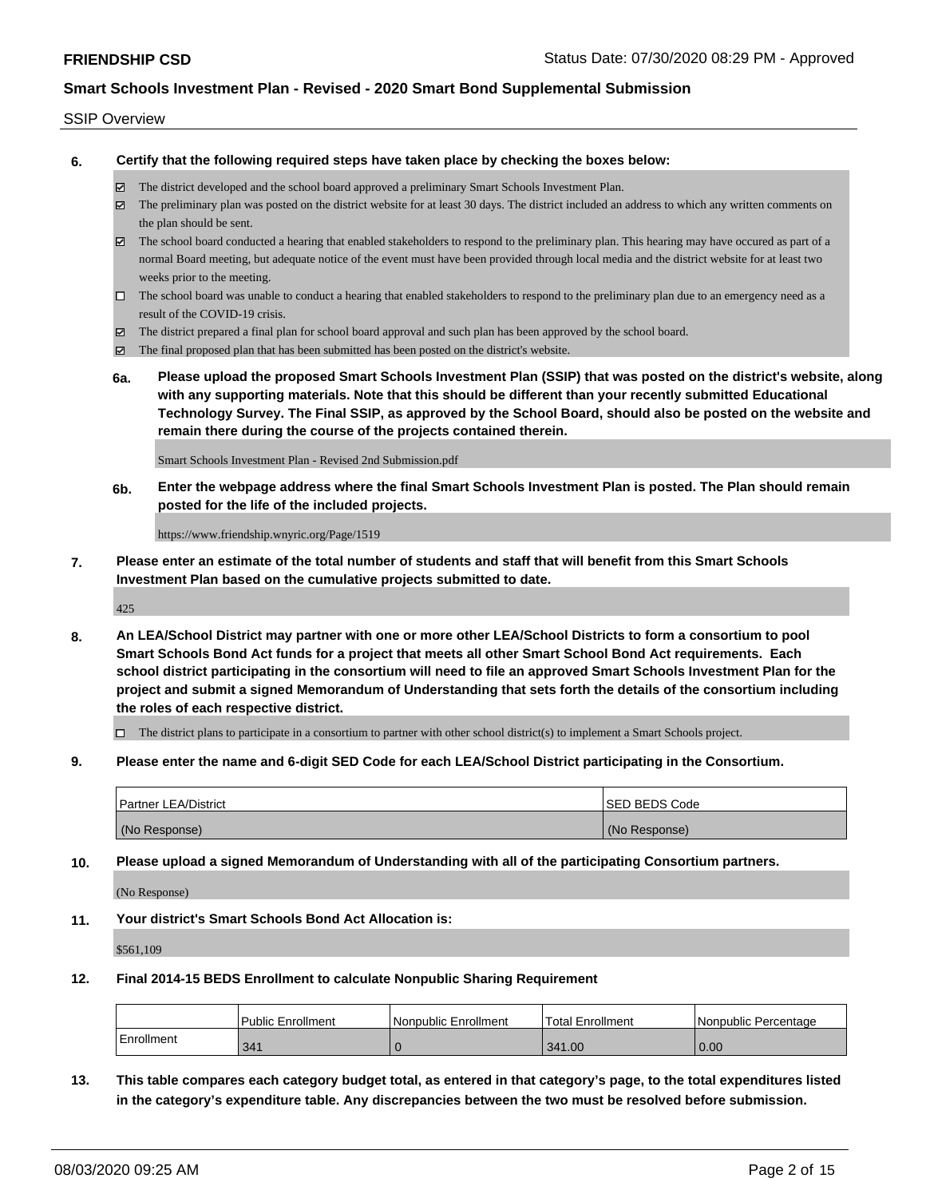SSIP Overview

**6. Certify that the following required steps have taken place by checking the boxes below:**

- ☑ The district developed and the school board approved a preliminary Smart Schools Investment Plan.
- ☑ The preliminary plan was posted on the district website for at least 30 days. The district included an address to which any written comments on the plan should be sent.
- ☑ The school board conducted a hearing that enabled stakeholders to respond to the preliminary plan. This hearing may have occured as part of a normal Board meeting, but adequate notice of the event must have been provided through local media and the district website for at least two weeks prior to the meeting.
- ☐ The school board was unable to conduct a hearing that enabled stakeholders to respond to the preliminary plan due to an emergency need as a result of the COVID-19 crisis.
- ☑ The district prepared a final plan for school board approval and such plan has been approved by the school board.
- ☑ The final proposed plan that has been submitted has been posted on the district's website.

**6a. Please upload the proposed Smart Schools Investment Plan (SSIP) that was posted on the district's website, along with any supporting materials. Note that this should be different than your recently submitted Educational Technology Survey. The Final SSIP, as approved by the School Board, should also be posted on the website and remain there during the course of the projects contained therein.**

Smart Schools Investment Plan - Revised 2nd Submission.pdf

**6b. Enter the webpage address where the final Smart Schools Investment Plan is posted. The Plan should remain posted for the life of the included projects.**

https://www.friendship.wnyric.org/Page/1519

**7. Please enter an estimate of the total number of students and staff that will benefit from this Smart Schools Investment Plan based on the cumulative projects submitted to date.**

425

**8. An LEA/School District may partner with one or more other LEA/School Districts to form a consortium to pool Smart Schools Bond Act funds for a project that meets all other Smart School Bond Act requirements. Each school district participating in the consortium will need to file an approved Smart Schools Investment Plan for the project and submit a signed Memorandum of Understanding that sets forth the details of the consortium including the roles of each respective district.**

- ☐ The district plans to participate in a consortium to partner with other school district(s) to implement a Smart Schools project.

**9. Please enter the name and 6-digit SED Code for each LEA/School District participating in the Consortium.**

| Partner LEA/District | SED BEDS Code |
|---|---|
| (No Response) | (No Response) |

**10. Please upload a signed Memorandum of Understanding with all of the participating Consortium partners.**

(No Response)

**11. Your district's Smart Schools Bond Act Allocation is:**

$561,109

**12. Final 2014-15 BEDS Enrollment to calculate Nonpublic Sharing Requirement**

| | Public Enrollment | Nonpublic Enrollment | Total Enrollment | Nonpublic Percentage |
|---|---|---|---|---|
| Enrollment | 341 | 0 | 341.00 | 0.00 |

**13. This table compares each category budget total, as entered in that category's page, to the total expenditures listed in the category's expenditure table. Any discrepancies between the two must be resolved before submission.**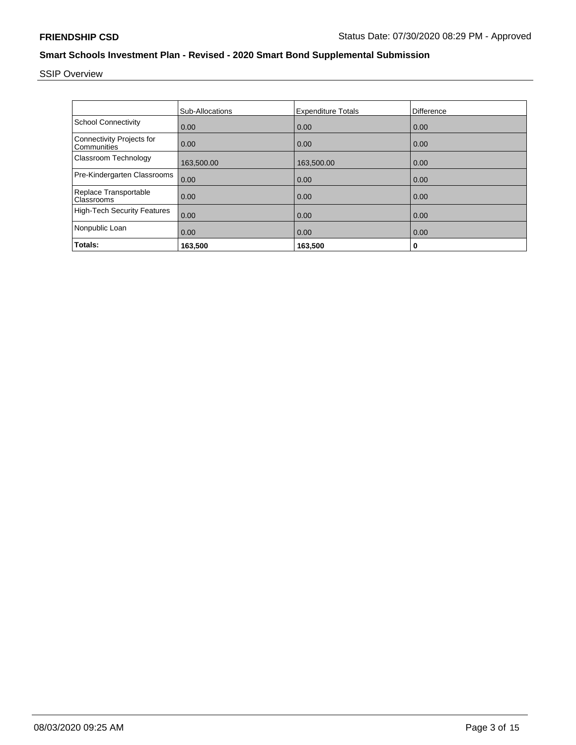## Smart Schools Investment Plan - Revised - 2020 Smart Bond Supplemental Submission

SSIP Overview

| | Sub-Allocations | Expenditure Totals | Difference |
|---|---|---|---|
| School Connectivity | 0.00 | 0.00 | 0.00 |
| Connectivity Projects for Communities | 0.00 | 0.00 | 0.00 |
| Classroom Technology | 163,500.00 | 163,500.00 | 0.00 |
| Pre-Kindergarten Classrooms | 0.00 | 0.00 | 0.00 |
| Replace Transportable Classrooms | 0.00 | 0.00 | 0.00 |
| High-Tech Security Features | 0.00 | 0.00 | 0.00 |
| Nonpublic Loan | 0.00 | 0.00 | 0.00 |
| **Totals:** | **163,500** | **163,500** | **0** |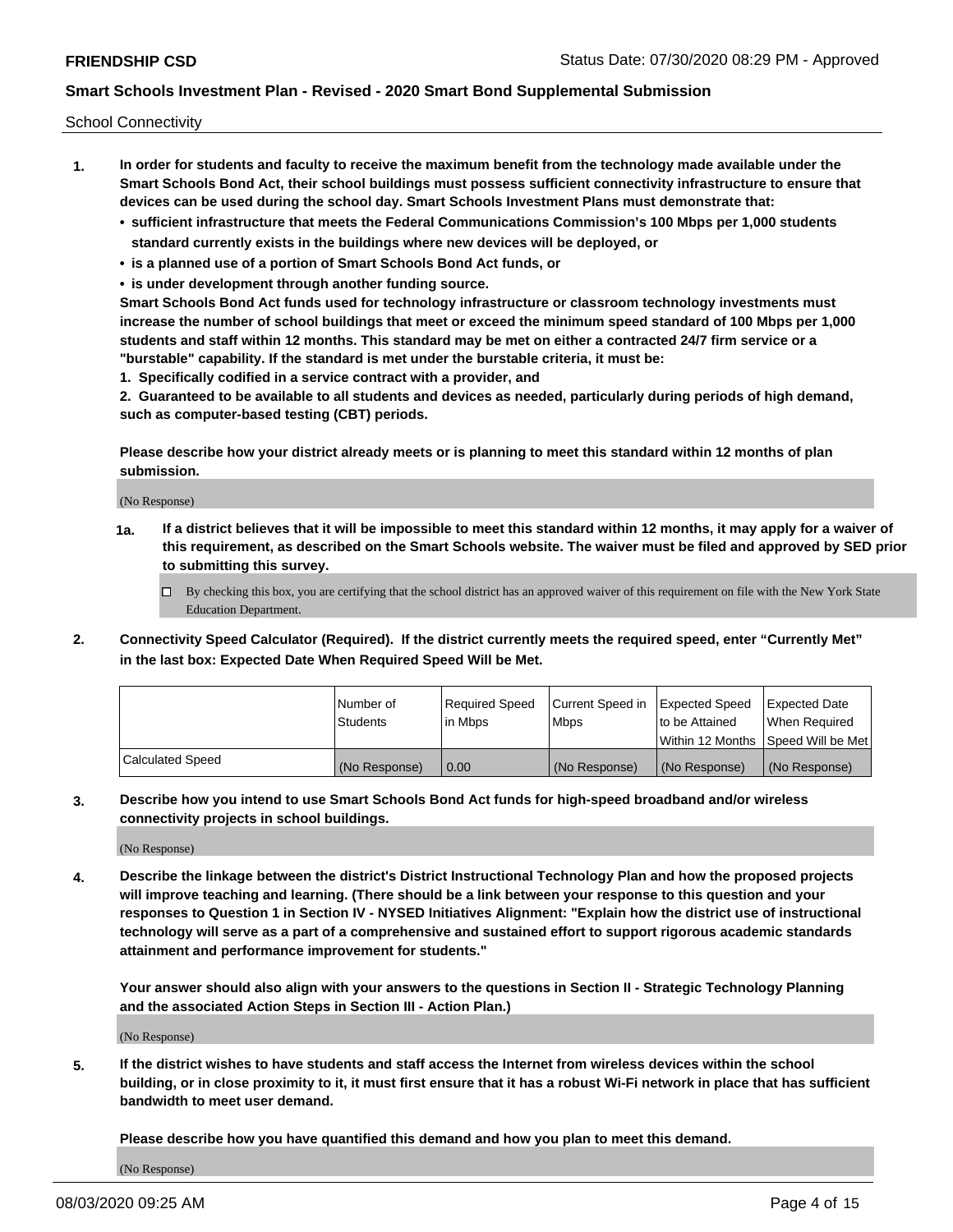School Connectivity

1. **In order for students and faculty to receive the maximum benefit from the technology made available under the Smart Schools Bond Act, their school buildings must possess sufficient connectivity infrastructure to ensure that devices can be used during the school day. Smart Schools Investment Plans must demonstrate that:**
   - **sufficient infrastructure that meets the Federal Communications Commission's 100 Mbps per 1,000 students standard currently exists in the buildings where new devices will be deployed, or**
   - **is a planned use of a portion of Smart Schools Bond Act funds, or**
   - **is under development through another funding source.**

   **Smart Schools Bond Act funds used for technology infrastructure or classroom technology investments must increase the number of school buildings that meet or exceed the minimum speed standard of 100 Mbps per 1,000 students and staff within 12 months. This standard may be met on either a contracted 24/7 firm service or a "burstable" capability. If the standard is met under the burstable criteria, it must be:**

   **1. Specifically codified in a service contract with a provider, and**

   **2. Guaranteed to be available to all students and devices as needed, particularly during periods of high demand, such as computer-based testing (CBT) periods.**

   **Please describe how your district already meets or is planning to meet this standard within 12 months of plan submission.**

   (No Response)

   **1a. If a district believes that it will be impossible to meet this standard within 12 months, it may apply for a waiver of this requirement, as described on the Smart Schools website. The waiver must be filed and approved by SED prior to submitting this survey.**

   ☐ By checking this box, you are certifying that the school district has an approved waiver of this requirement on file with the New York State Education Department.

2. **Connectivity Speed Calculator (Required). If the district currently meets the required speed, enter "Currently Met" in the last box: Expected Date When Required Speed Will be Met.**

| | Number of Students | Required Speed in Mbps | Current Speed in Mbps | Expected Speed to be Attained Within 12 Months | Expected Date When Required Speed Will be Met |
|---|---|---|---|---|---|
| Calculated Speed | (No Response) | 0.00 | (No Response) | (No Response) | (No Response) |

3. **Describe how you intend to use Smart Schools Bond Act funds for high-speed broadband and/or wireless connectivity projects in school buildings.**

   (No Response)

4. **Describe the linkage between the district's District Instructional Technology Plan and how the proposed projects will improve teaching and learning. (There should be a link between your response to this question and your responses to Question 1 in Section IV - NYSED Initiatives Alignment: "Explain how the district use of instructional technology will serve as a part of a comprehensive and sustained effort to support rigorous academic standards attainment and performance improvement for students."**

   **Your answer should also align with your answers to the questions in Section II - Strategic Technology Planning and the associated Action Steps in Section III - Action Plan.)**

   (No Response)

5. **If the district wishes to have students and staff access the Internet from wireless devices within the school building, or in close proximity to it, it must first ensure that it has a robust Wi-Fi network in place that has sufficient bandwidth to meet user demand.**

   **Please describe how you have quantified this demand and how you plan to meet this demand.**

   (No Response)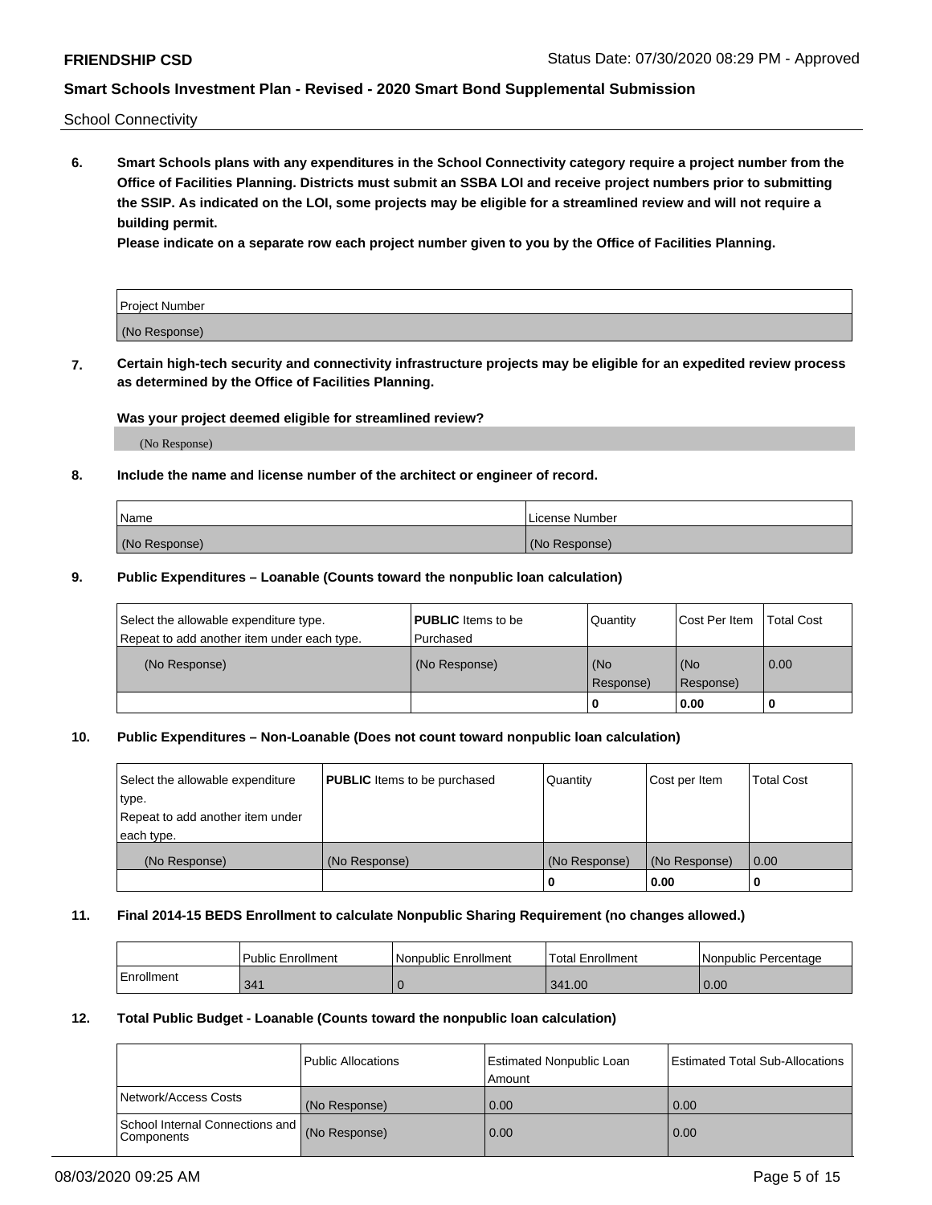School Connectivity

**6. Smart Schools plans with any expenditures in the School Connectivity category require a project number from the Office of Facilities Planning. Districts must submit an SSBA LOI and receive project numbers prior to submitting the SSIP. As indicated on the LOI, some projects may be eligible for a streamlined review and will not require a building permit.**

**Please indicate on a separate row each project number given to you by the Office of Facilities Planning.**

| Project Number |
|---|
| (No Response) |

**7. Certain high-tech security and connectivity infrastructure projects may be eligible for an expedited review process as determined by the Office of Facilities Planning.**

**Was your project deemed eligible for streamlined review?**

(No Response)

**8. Include the name and license number of the architect or engineer of record.**

| Name | License Number |
|---|---|
| (No Response) | (No Response) |

**9. Public Expenditures – Loanable (Counts toward the nonpublic loan calculation)**

| Select the allowable expenditure type. Repeat to add another item under each type. | **PUBLIC** Items to be Purchased | Quantity | Cost Per Item | Total Cost |
|---|---|---|---|---|
| (No Response) | (No Response) | (No Response) | (No Response) | 0.00 |
| | | 0 | 0.00 | 0 |

**10. Public Expenditures – Non-Loanable (Does not count toward nonpublic loan calculation)**

| Select the allowable expenditure type. Repeat to add another item under each type. | **PUBLIC** Items to be purchased | Quantity | Cost per Item | Total Cost |
|---|---|---|---|---|
| (No Response) | (No Response) | (No Response) | (No Response) | 0.00 |
| | | 0 | 0.00 | 0 |

**11. Final 2014-15 BEDS Enrollment to calculate Nonpublic Sharing Requirement (no changes allowed.)**

| | Public Enrollment | Nonpublic Enrollment | Total Enrollment | Nonpublic Percentage |
|---|---|---|---|---|
| Enrollment | 341 | 0 | 341.00 | 0.00 |

**12. Total Public Budget - Loanable (Counts toward the nonpublic loan calculation)**

| | Public Allocations | Estimated Nonpublic Loan Amount | Estimated Total Sub-Allocations |
|---|---|---|---|
| Network/Access Costs | (No Response) | 0.00 | 0.00 |
| School Internal Connections and Components | (No Response) | 0.00 | 0.00 |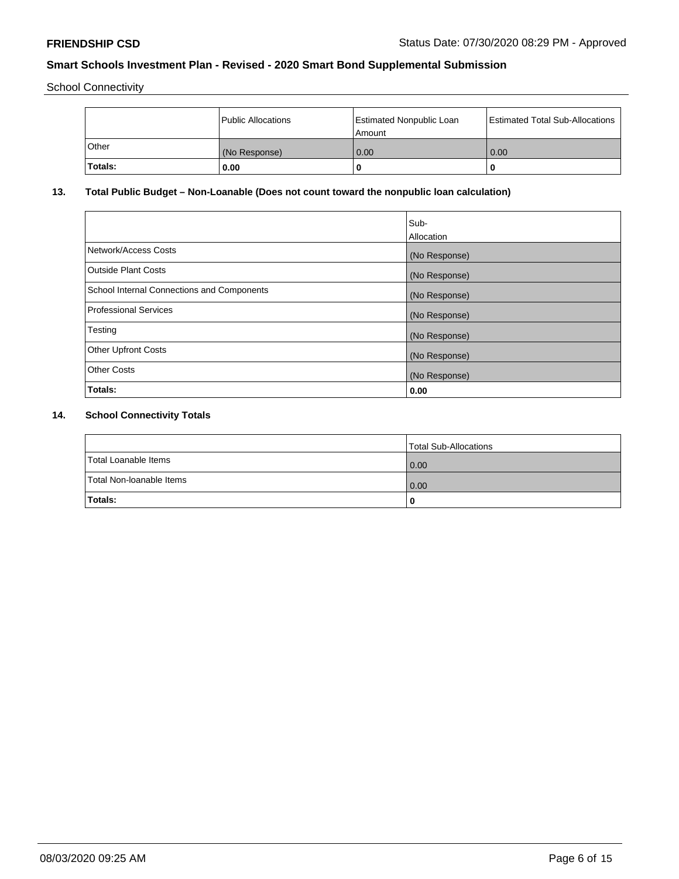School Connectivity

| | Public Allocations | Estimated Nonpublic Loan Amount | Estimated Total Sub-Allocations |
|---|---|---|---|
| Other | (No Response) | 0.00 | 0.00 |
| **Totals:** | **0.00** | **0** | **0** |

**13. Total Public Budget – Non-Loanable (Does not count toward the nonpublic loan calculation)**

| | Sub-Allocation |
|---|---|
| Network/Access Costs | (No Response) |
| Outside Plant Costs | (No Response) |
| School Internal Connections and Components | (No Response) |
| Professional Services | (No Response) |
| Testing | (No Response) |
| Other Upfront Costs | (No Response) |
| Other Costs | (No Response) |
| **Totals:** | **0.00** |

**14. School Connectivity Totals**

| | Total Sub-Allocations |
|---|---|
| Total Loanable Items | 0.00 |
| Total Non-loanable Items | 0.00 |
| **Totals:** | **0** |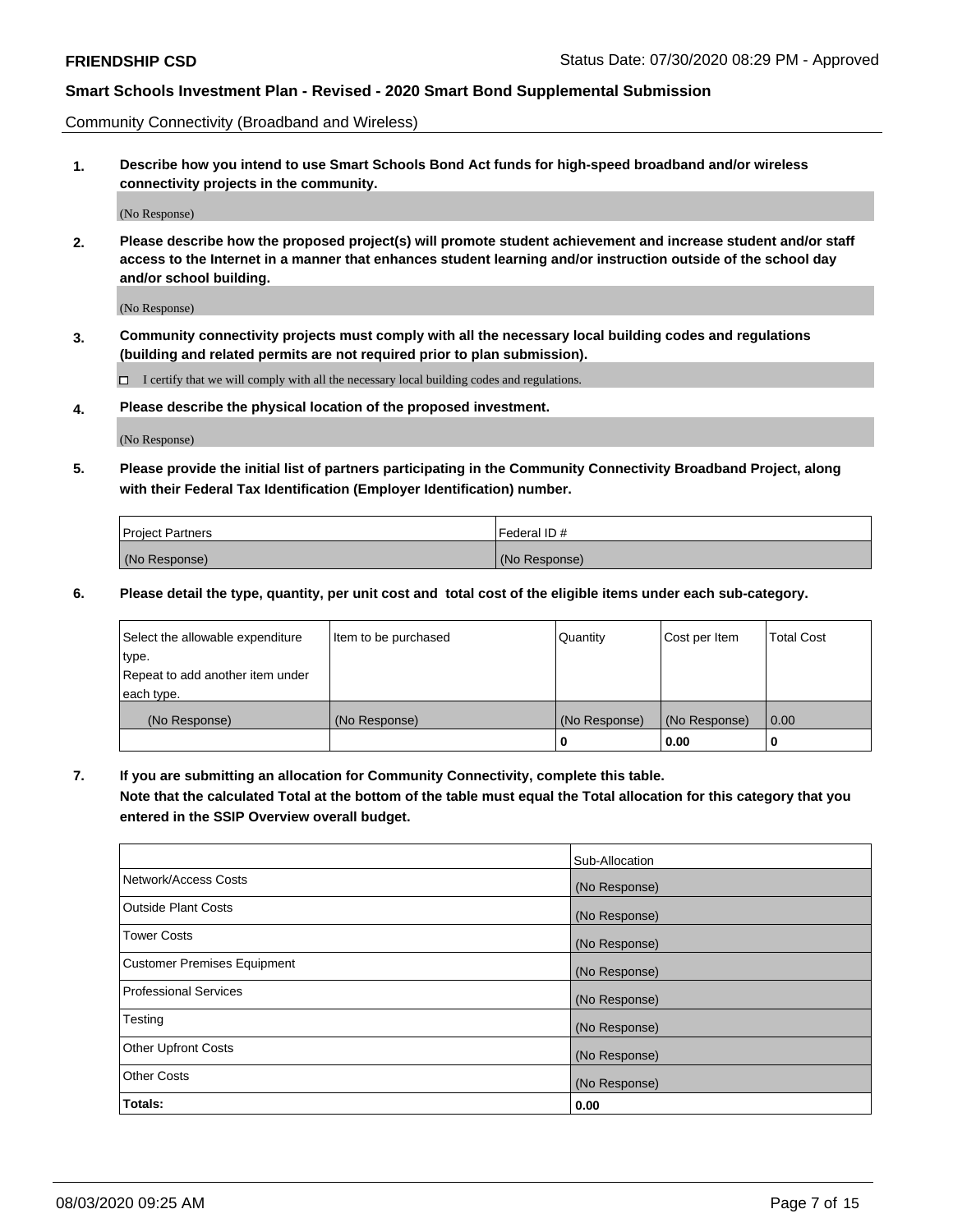Community Connectivity (Broadband and Wireless)

**1. Describe how you intend to use Smart Schools Bond Act funds for high-speed broadband and/or wireless connectivity projects in the community.**

(No Response)

**2. Please describe how the proposed project(s) will promote student achievement and increase student and/or staff access to the Internet in a manner that enhances student learning and/or instruction outside of the school day and/or school building.**

(No Response)

**3. Community connectivity projects must comply with all the necessary local building codes and regulations (building and related permits are not required prior to plan submission).**

☐ I certify that we will comply with all the necessary local building codes and regulations.

**4. Please describe the physical location of the proposed investment.**

(No Response)

**5. Please provide the initial list of partners participating in the Community Connectivity Broadband Project, along with their Federal Tax Identification (Employer Identification) number.**

| Project Partners | Federal ID # |
|---|---|
| (No Response) | (No Response) |

**6. Please detail the type, quantity, per unit cost and total cost of the eligible items under each sub-category.**

| Select the allowable expenditure type. Repeat to add another item under each type. | Item to be purchased | Quantity | Cost per Item | Total Cost |
|---|---|---|---|---|
| (No Response) | (No Response) | (No Response) | (No Response) | 0.00 |
| | | **0** | **0.00** | **0** |

**7. If you are submitting an allocation for Community Connectivity, complete this table. Note that the calculated Total at the bottom of the table must equal the Total allocation for this category that you entered in the SSIP Overview overall budget.**

| | Sub-Allocation |
|---|---|
| Network/Access Costs | (No Response) |
| Outside Plant Costs | (No Response) |
| Tower Costs | (No Response) |
| Customer Premises Equipment | (No Response) |
| Professional Services | (No Response) |
| Testing | (No Response) |
| Other Upfront Costs | (No Response) |
| Other Costs | (No Response) |
| **Totals:** | **0.00** |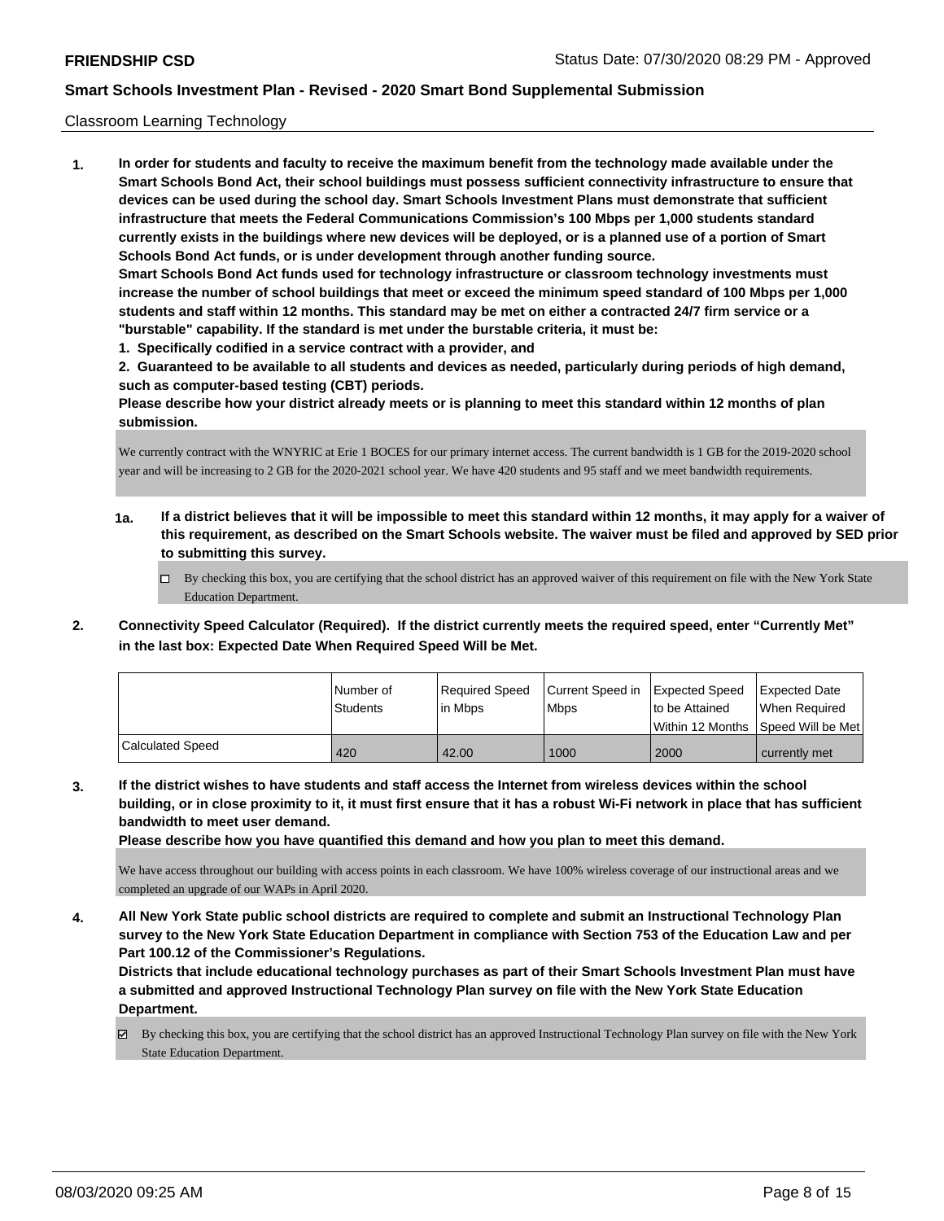## Classroom Learning Technology

1. **In order for students and faculty to receive the maximum benefit from the technology made available under the Smart Schools Bond Act, their school buildings must possess sufficient connectivity infrastructure to ensure that devices can be used during the school day. Smart Schools Investment Plans must demonstrate that sufficient infrastructure that meets the Federal Communications Commission's 100 Mbps per 1,000 students standard currently exists in the buildings where new devices will be deployed, or is a planned use of a portion of Smart Schools Bond Act funds, or is under development through another funding source.**
   **Smart Schools Bond Act funds used for technology infrastructure or classroom technology investments must increase the number of school buildings that meet or exceed the minimum speed standard of 100 Mbps per 1,000 students and staff within 12 months. This standard may be met on either a contracted 24/7 firm service or a "burstable" capability. If the standard is met under the burstable criteria, it must be:**
   **1. Specifically codified in a service contract with a provider, and**
   **2. Guaranteed to be available to all students and devices as needed, particularly during periods of high demand, such as computer-based testing (CBT) periods.**
   **Please describe how your district already meets or is planning to meet this standard within 12 months of plan submission.**

   We currently contract with the WNYRIC at Erie 1 BOCES for our primary internet access. The current bandwidth is 1 GB for the 2019-2020 school year and will be increasing to 2 GB for the 2020-2021 school year. We have 420 students and 95 staff and we meet bandwidth requirements.

   **1a. If a district believes that it will be impossible to meet this standard within 12 months, it may apply for a waiver of this requirement, as described on the Smart Schools website. The waiver must be filed and approved by SED prior to submitting this survey.**

   ☐ By checking this box, you are certifying that the school district has an approved waiver of this requirement on file with the New York State Education Department.

2. **Connectivity Speed Calculator (Required). If the district currently meets the required speed, enter "Currently Met" in the last box: Expected Date When Required Speed Will be Met.**

| | Number of Students | Required Speed in Mbps | Current Speed in Mbps | Expected Speed to be Attained Within 12 Months | Expected Date When Required Speed Will be Met |
|---|---|---|---|---|---|
| Calculated Speed | 420 | 42.00 | 1000 | 2000 | currently met |

3. **If the district wishes to have students and staff access the Internet from wireless devices within the school building, or in close proximity to it, it must first ensure that it has a robust Wi-Fi network in place that has sufficient bandwidth to meet user demand.**
   **Please describe how you have quantified this demand and how you plan to meet this demand.**

   We have access throughout our building with access points in each classroom. We have 100% wireless coverage of our instructional areas and we completed an upgrade of our WAPs in April 2020.

4. **All New York State public school districts are required to complete and submit an Instructional Technology Plan survey to the New York State Education Department in compliance with Section 753 of the Education Law and per Part 100.12 of the Commissioner's Regulations.**
   **Districts that include educational technology purchases as part of their Smart Schools Investment Plan must have a submitted and approved Instructional Technology Plan survey on file with the New York State Education Department.**

   ☑ By checking this box, you are certifying that the school district has an approved Instructional Technology Plan survey on file with the New York State Education Department.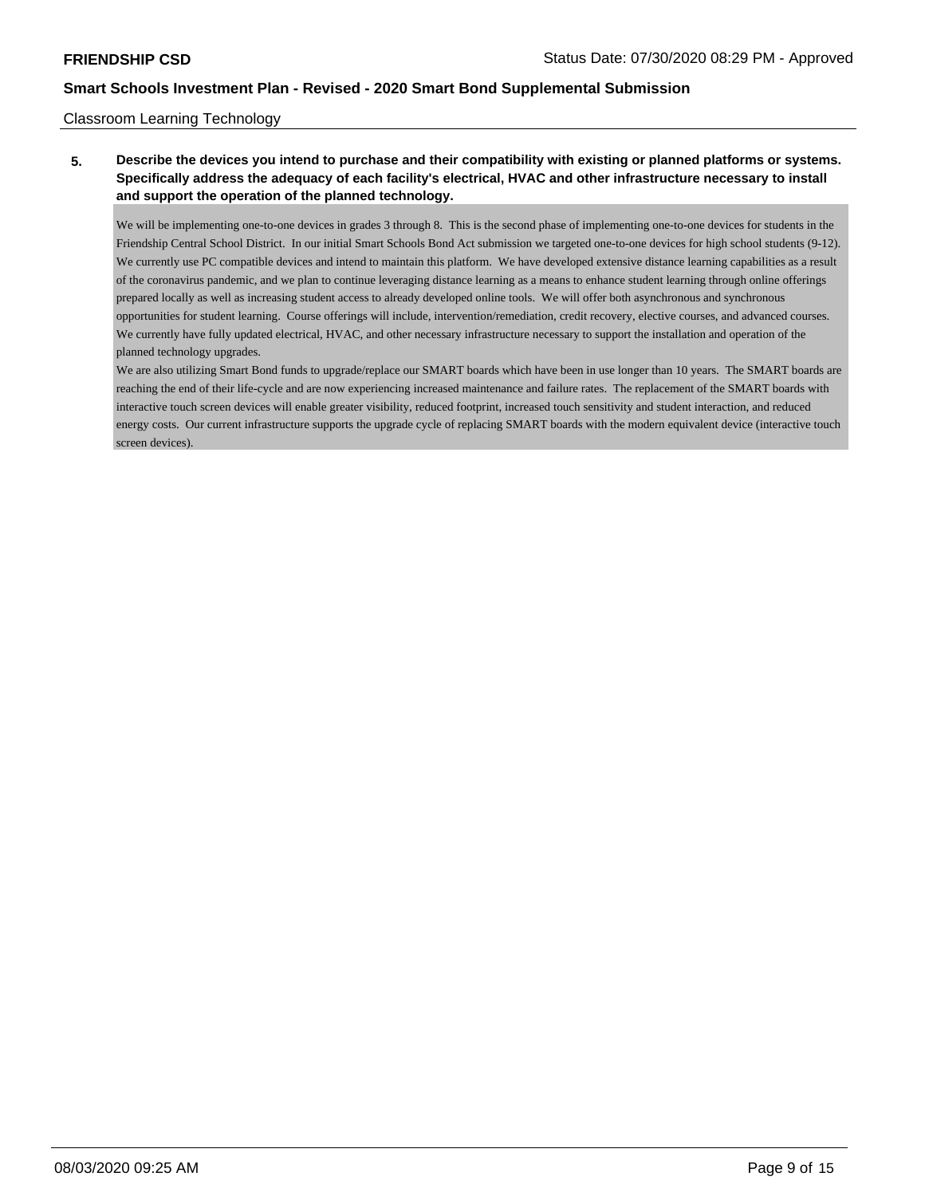Classroom Learning Technology

**5. Describe the devices you intend to purchase and their compatibility with existing or planned platforms or systems. Specifically address the adequacy of each facility's electrical, HVAC and other infrastructure necessary to install and support the operation of the planned technology.**

We will be implementing one-to-one devices in grades 3 through 8. This is the second phase of implementing one-to-one devices for students in the Friendship Central School District. In our initial Smart Schools Bond Act submission we targeted one-to-one devices for high school students (9-12). We currently use PC compatible devices and intend to maintain this platform. We have developed extensive distance learning capabilities as a result of the coronavirus pandemic, and we plan to continue leveraging distance learning as a means to enhance student learning through online offerings prepared locally as well as increasing student access to already developed online tools. We will offer both asynchronous and synchronous opportunities for student learning. Course offerings will include, intervention/remediation, credit recovery, elective courses, and advanced courses. We currently have fully updated electrical, HVAC, and other necessary infrastructure necessary to support the installation and operation of the planned technology upgrades.

We are also utilizing Smart Bond funds to upgrade/replace our SMART boards which have been in use longer than 10 years. The SMART boards are reaching the end of their life-cycle and are now experiencing increased maintenance and failure rates. The replacement of the SMART boards with interactive touch screen devices will enable greater visibility, reduced footprint, increased touch sensitivity and student interaction, and reduced energy costs. Our current infrastructure supports the upgrade cycle of replacing SMART boards with the modern equivalent device (interactive touch screen devices).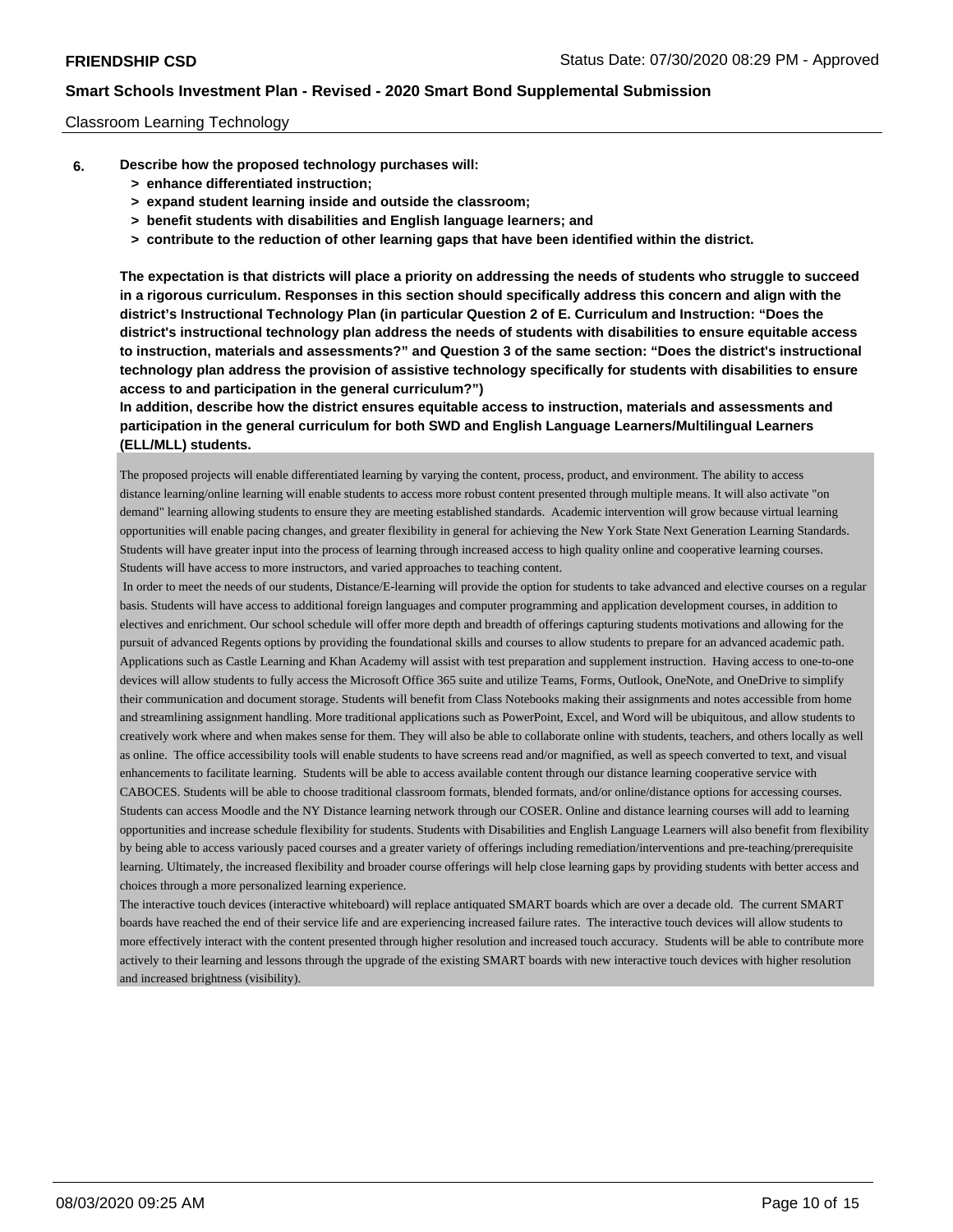Classroom Learning Technology

**6. Describe how the proposed technology purchases will:**

- **> enhance differentiated instruction;**
- **> expand student learning inside and outside the classroom;**
- **> benefit students with disabilities and English language learners; and**
- **> contribute to the reduction of other learning gaps that have been identified within the district.**

**The expectation is that districts will place a priority on addressing the needs of students who struggle to succeed in a rigorous curriculum. Responses in this section should specifically address this concern and align with the district's Instructional Technology Plan (in particular Question 2 of E. Curriculum and Instruction: "Does the district's instructional technology plan address the needs of students with disabilities to ensure equitable access to instruction, materials and assessments?" and Question 3 of the same section: "Does the district's instructional technology plan address the provision of assistive technology specifically for students with disabilities to ensure access to and participation in the general curriculum?")**

**In addition, describe how the district ensures equitable access to instruction, materials and assessments and participation in the general curriculum for both SWD and English Language Learners/Multilingual Learners (ELL/MLL) students.**

The proposed projects will enable differentiated learning by varying the content, process, product, and environment. The ability to access distance learning/online learning will enable students to access more robust content presented through multiple means. It will also activate "on demand" learning allowing students to ensure they are meeting established standards. Academic intervention will grow because virtual learning opportunities will enable pacing changes, and greater flexibility in general for achieving the New York State Next Generation Learning Standards. Students will have greater input into the process of learning through increased access to high quality online and cooperative learning courses. Students will have access to more instructors, and varied approaches to teaching content.

In order to meet the needs of our students, Distance/E-learning will provide the option for students to take advanced and elective courses on a regular basis. Students will have access to additional foreign languages and computer programming and application development courses, in addition to electives and enrichment. Our school schedule will offer more depth and breadth of offerings capturing students motivations and allowing for the pursuit of advanced Regents options by providing the foundational skills and courses to allow students to prepare for an advanced academic path. Applications such as Castle Learning and Khan Academy will assist with test preparation and supplement instruction. Having access to one-to-one devices will allow students to fully access the Microsoft Office 365 suite and utilize Teams, Forms, Outlook, OneNote, and OneDrive to simplify their communication and document storage. Students will benefit from Class Notebooks making their assignments and notes accessible from home and streamlining assignment handling. More traditional applications such as PowerPoint, Excel, and Word will be ubiquitous, and allow students to creatively work where and when makes sense for them. They will also be able to collaborate online with students, teachers, and others locally as well as online. The office accessibility tools will enable students to have screens read and/or magnified, as well as speech converted to text, and visual enhancements to facilitate learning. Students will be able to access available content through our distance learning cooperative service with CABOCES. Students will be able to choose traditional classroom formats, blended formats, and/or online/distance options for accessing courses. Students can access Moodle and the NY Distance learning network through our COSER. Online and distance learning courses will add to learning opportunities and increase schedule flexibility for students. Students with Disabilities and English Language Learners will also benefit from flexibility by being able to access variously paced courses and a greater variety of offerings including remediation/interventions and pre-teaching/prerequisite learning. Ultimately, the increased flexibility and broader course offerings will help close learning gaps by providing students with better access and choices through a more personalized learning experience.

The interactive touch devices (interactive whiteboard) will replace antiquated SMART boards which are over a decade old. The current SMART boards have reached the end of their service life and are experiencing increased failure rates. The interactive touch devices will allow students to more effectively interact with the content presented through higher resolution and increased touch accuracy. Students will be able to contribute more actively to their learning and lessons through the upgrade of the existing SMART boards with new interactive touch devices with higher resolution and increased brightness (visibility).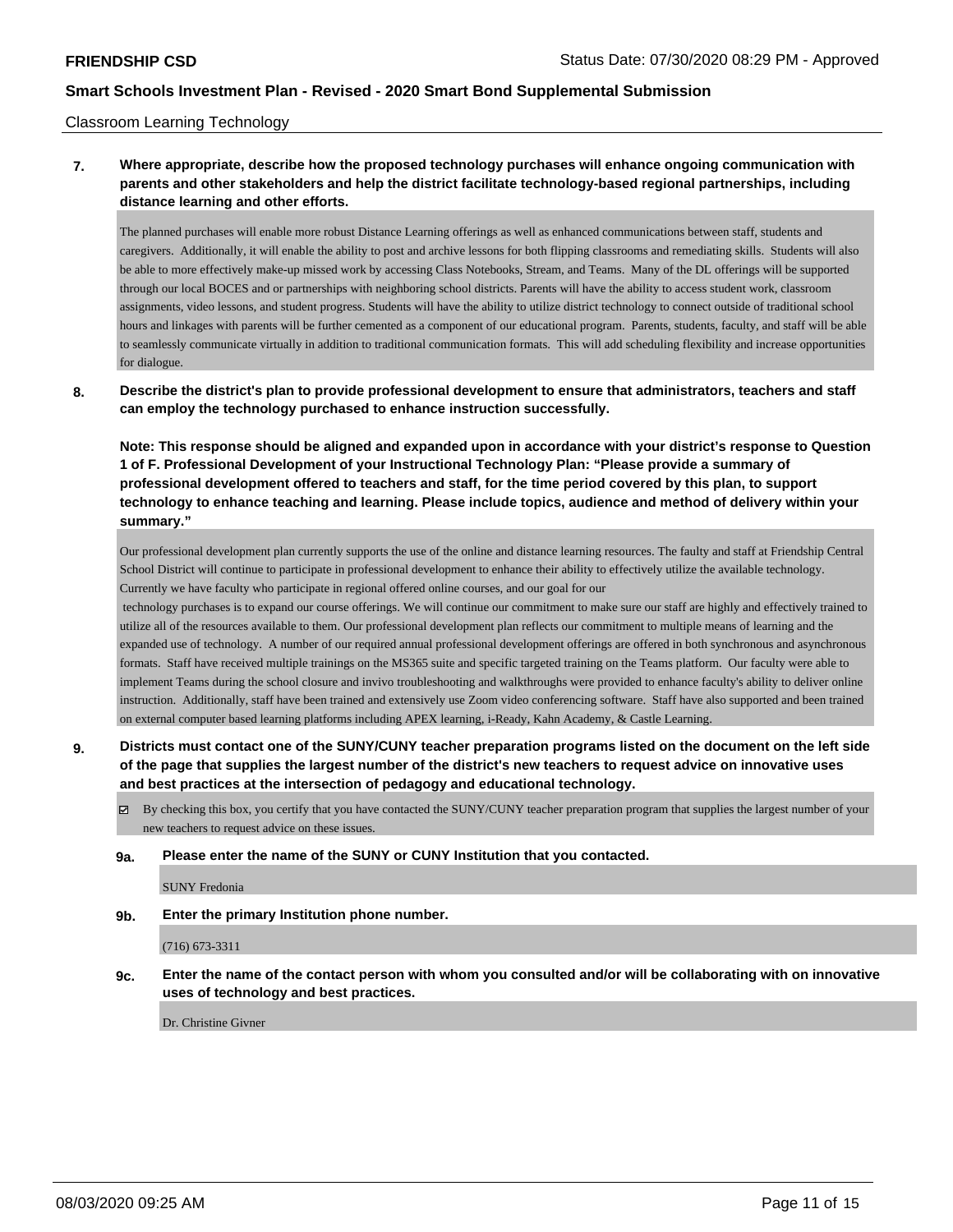Classroom Learning Technology

**7. Where appropriate, describe how the proposed technology purchases will enhance ongoing communication with parents and other stakeholders and help the district facilitate technology-based regional partnerships, including distance learning and other efforts.**

The planned purchases will enable more robust Distance Learning offerings as well as enhanced communications between staff, students and caregivers. Additionally, it will enable the ability to post and archive lessons for both flipping classrooms and remediating skills. Students will also be able to more effectively make-up missed work by accessing Class Notebooks, Stream, and Teams. Many of the DL offerings will be supported through our local BOCES and or partnerships with neighboring school districts. Parents will have the ability to access student work, classroom assignments, video lessons, and student progress. Students will have the ability to utilize district technology to connect outside of traditional school hours and linkages with parents will be further cemented as a component of our educational program. Parents, students, faculty, and staff will be able to seamlessly communicate virtually in addition to traditional communication formats. This will add scheduling flexibility and increase opportunities for dialogue.

**8. Describe the district's plan to provide professional development to ensure that administrators, teachers and staff can employ the technology purchased to enhance instruction successfully.**

**Note: This response should be aligned and expanded upon in accordance with your district's response to Question 1 of F. Professional Development of your Instructional Technology Plan: "Please provide a summary of professional development offered to teachers and staff, for the time period covered by this plan, to support technology to enhance teaching and learning. Please include topics, audience and method of delivery within your summary."**

Our professional development plan currently supports the use of the online and distance learning resources. The faulty and staff at Friendship Central School District will continue to participate in professional development to enhance their ability to effectively utilize the available technology. Currently we have faculty who participate in regional offered online courses, and our goal for our technology purchases is to expand our course offerings. We will continue our commitment to make sure our staff are highly and effectively trained to utilize all of the resources available to them. Our professional development plan reflects our commitment to multiple means of learning and the expanded use of technology. A number of our required annual professional development offerings are offered in both synchronous and asynchronous formats. Staff have received multiple trainings on the MS365 suite and specific targeted training on the Teams platform. Our faculty were able to implement Teams during the school closure and invivo troubleshooting and walkthroughs were provided to enhance faculty's ability to deliver online instruction. Additionally, staff have been trained and extensively use Zoom video conferencing software. Staff have also supported and been trained on external computer based learning platforms including APEX learning, i-Ready, Kahn Academy, & Castle Learning.

**9. Districts must contact one of the SUNY/CUNY teacher preparation programs listed on the document on the left side of the page that supplies the largest number of the district's new teachers to request advice on innovative uses and best practices at the intersection of pedagogy and educational technology.**

- [x] By checking this box, you certify that you have contacted the SUNY/CUNY teacher preparation program that supplies the largest number of your new teachers to request advice on these issues.

**9a. Please enter the name of the SUNY or CUNY Institution that you contacted.**

SUNY Fredonia

**9b. Enter the primary Institution phone number.**

(716) 673-3311

**9c. Enter the name of the contact person with whom you consulted and/or will be collaborating with on innovative uses of technology and best practices.**

Dr. Christine Givner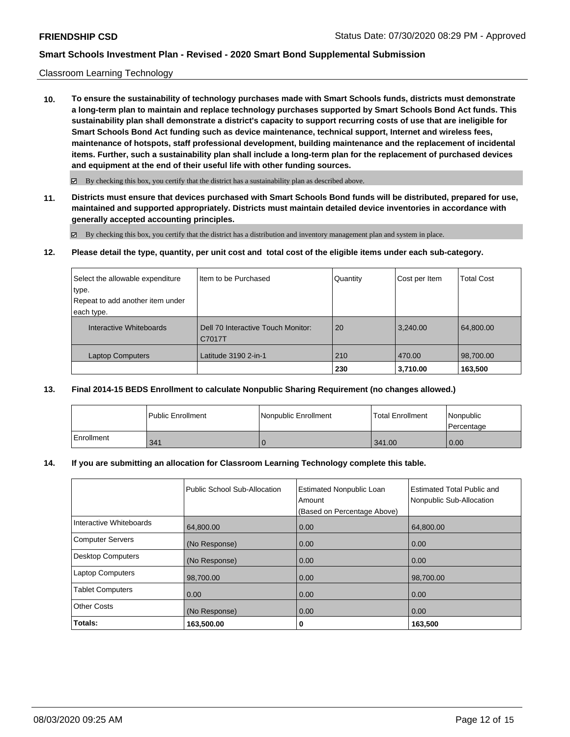Classroom Learning Technology

**10. To ensure the sustainability of technology purchases made with Smart Schools funds, districts must demonstrate a long-term plan to maintain and replace technology purchases supported by Smart Schools Bond Act funds. This sustainability plan shall demonstrate a district's capacity to support recurring costs of use that are ineligible for Smart Schools Bond Act funding such as device maintenance, technical support, Internet and wireless fees, maintenance of hotspots, staff professional development, building maintenance and the replacement of incidental items. Further, such a sustainability plan shall include a long-term plan for the replacement of purchased devices and equipment at the end of their useful life with other funding sources.**

☑ By checking this box, you certify that the district has a sustainability plan as described above.

**11. Districts must ensure that devices purchased with Smart Schools Bond funds will be distributed, prepared for use, maintained and supported appropriately. Districts must maintain detailed device inventories in accordance with generally accepted accounting principles.**

☑ By checking this box, you certify that the district has a distribution and inventory management plan and system in place.

**12. Please detail the type, quantity, per unit cost and total cost of the eligible items under each sub-category.**

| Select the allowable expenditure type. Repeat to add another item under each type. | Item to be Purchased | Quantity | Cost per Item | Total Cost |
|---|---|---|---|---|
| Interactive Whiteboards | Dell 70 Interactive Touch Monitor: C7017T | 20 | 3,240.00 | 64,800.00 |
| Laptop Computers | Latitude 3190 2-in-1 | 210 | 470.00 | 98,700.00 |
| | | **230** | **3,710.00** | **163,500** |

**13. Final 2014-15 BEDS Enrollment to calculate Nonpublic Sharing Requirement (no changes allowed.)**

| | Public Enrollment | Nonpublic Enrollment | Total Enrollment | Nonpublic Percentage |
|---|---|---|---|---|
| Enrollment | 341 | 0 | 341.00 | 0.00 |

**14. If you are submitting an allocation for Classroom Learning Technology complete this table.**

| | Public School Sub-Allocation | Estimated Nonpublic Loan Amount (Based on Percentage Above) | Estimated Total Public and Nonpublic Sub-Allocation |
|---|---|---|---|
| Interactive Whiteboards | 64,800.00 | 0.00 | 64,800.00 |
| Computer Servers | (No Response) | 0.00 | 0.00 |
| Desktop Computers | (No Response) | 0.00 | 0.00 |
| Laptop Computers | 98,700.00 | 0.00 | 98,700.00 |
| Tablet Computers | 0.00 | 0.00 | 0.00 |
| Other Costs | (No Response) | 0.00 | 0.00 |
| **Totals:** | **163,500.00** | **0** | **163,500** |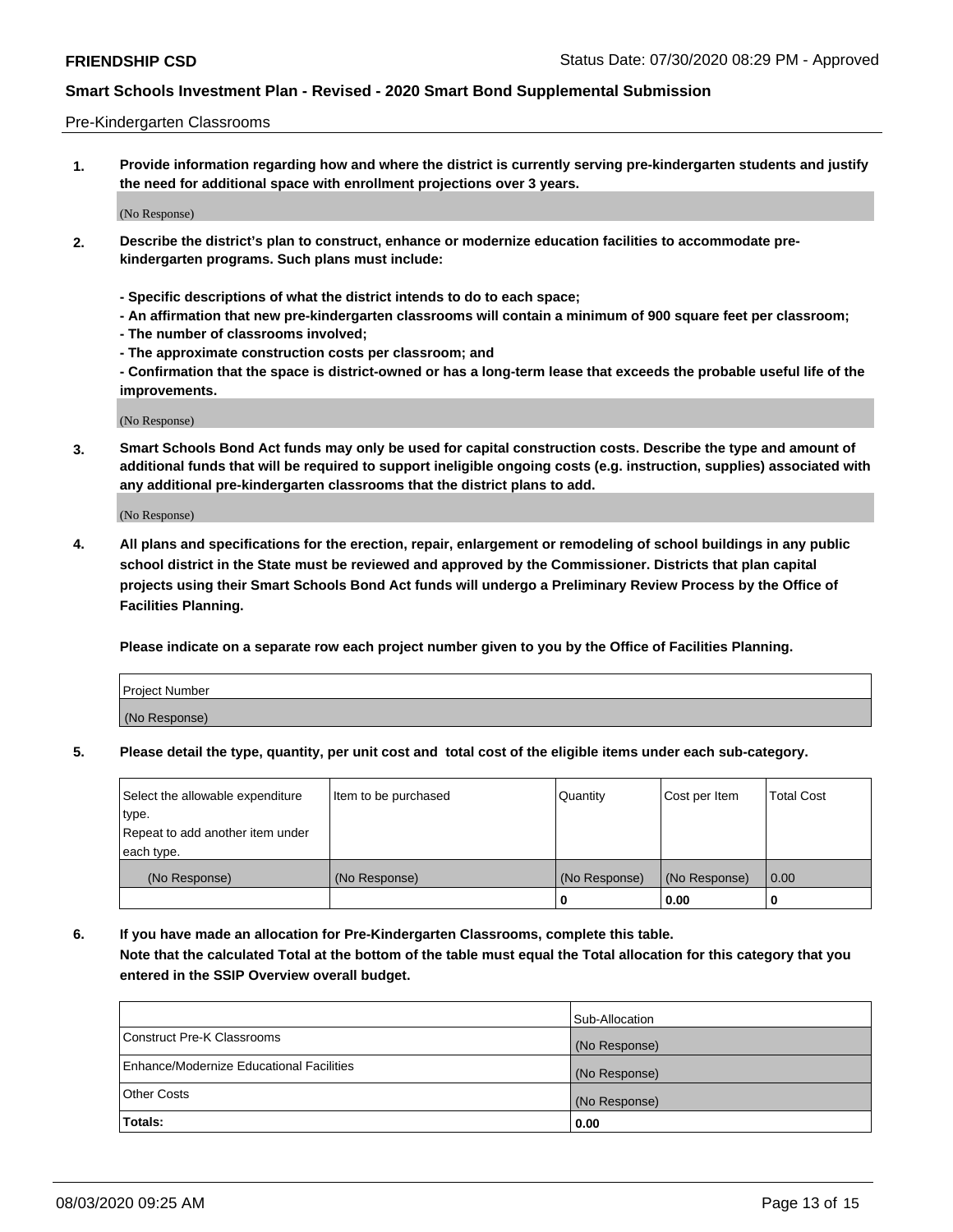Pre-Kindergarten Classrooms

**1. Provide information regarding how and where the district is currently serving pre-kindergarten students and justify the need for additional space with enrollment projections over 3 years.**

(No Response)

**2. Describe the district's plan to construct, enhance or modernize education facilities to accommodate pre-kindergarten programs. Such plans must include:**

**- Specific descriptions of what the district intends to do to each space;**
**- An affirmation that new pre-kindergarten classrooms will contain a minimum of 900 square feet per classroom;**
**- The number of classrooms involved;**
**- The approximate construction costs per classroom; and**
**- Confirmation that the space is district-owned or has a long-term lease that exceeds the probable useful life of the improvements.**

(No Response)

**3. Smart Schools Bond Act funds may only be used for capital construction costs. Describe the type and amount of additional funds that will be required to support ineligible ongoing costs (e.g. instruction, supplies) associated with any additional pre-kindergarten classrooms that the district plans to add.**

(No Response)

**4. All plans and specifications for the erection, repair, enlargement or remodeling of school buildings in any public school district in the State must be reviewed and approved by the Commissioner. Districts that plan capital projects using their Smart Schools Bond Act funds will undergo a Preliminary Review Process by the Office of Facilities Planning.**

**Please indicate on a separate row each project number given to you by the Office of Facilities Planning.**

| Project Number |
|---|
| (No Response) |

**5. Please detail the type, quantity, per unit cost and total cost of the eligible items under each sub-category.**

| Select the allowable expenditure type. Repeat to add another item under each type. | Item to be purchased | Quantity | Cost per Item | Total Cost |
|---|---|---|---|---|
| (No Response) | (No Response) | (No Response) | (No Response) | 0.00 |
| | | 0 | 0.00 | 0 |

**6. If you have made an allocation for Pre-Kindergarten Classrooms, complete this table.**
**Note that the calculated Total at the bottom of the table must equal the Total allocation for this category that you entered in the SSIP Overview overall budget.**

| | Sub-Allocation |
|---|---|
| Construct Pre-K Classrooms | (No Response) |
| Enhance/Modernize Educational Facilities | (No Response) |
| Other Costs | (No Response) |
| **Totals:** | **0.00** |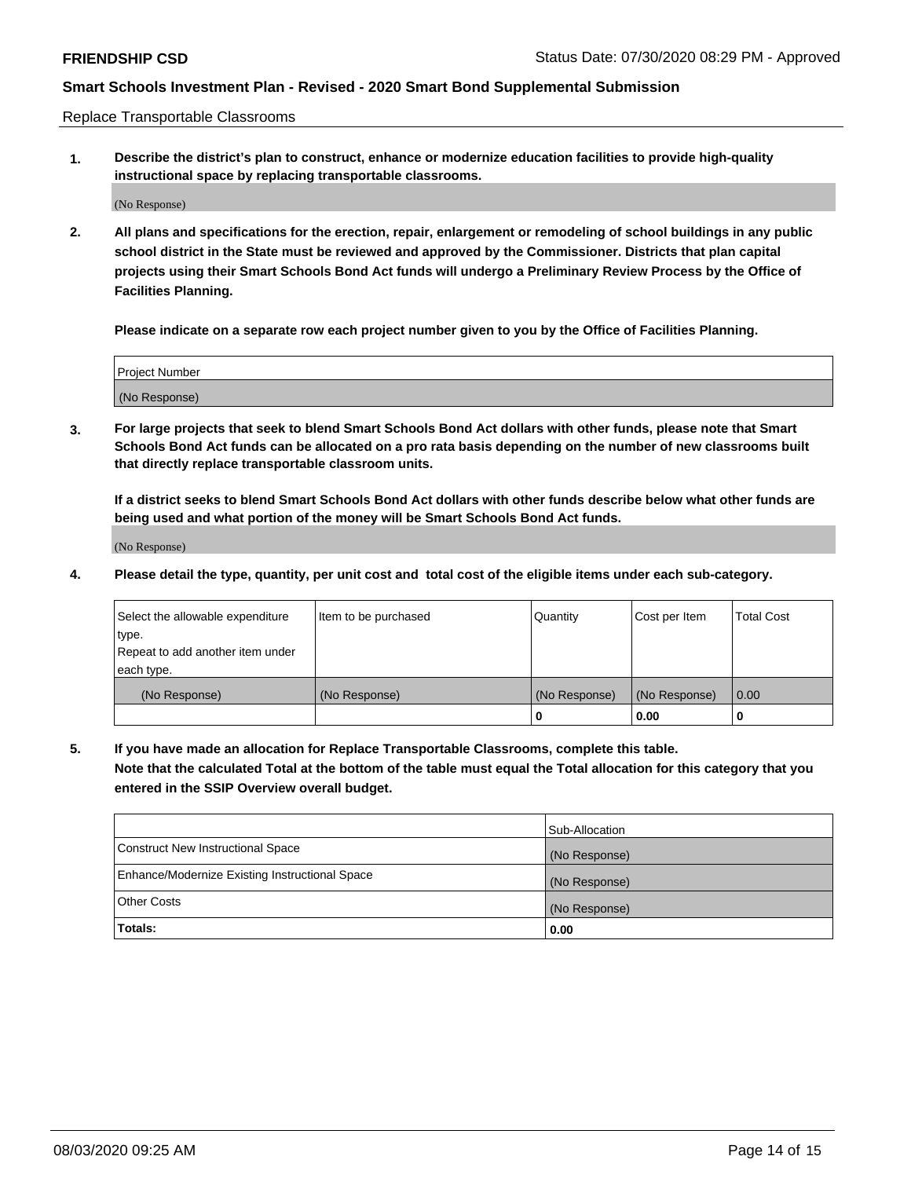Replace Transportable Classrooms

1. **Describe the district's plan to construct, enhance or modernize education facilities to provide high-quality instructional space by replacing transportable classrooms.**

(No Response)

2. **All plans and specifications for the erection, repair, enlargement or remodeling of school buildings in any public school district in the State must be reviewed and approved by the Commissioner. Districts that plan capital projects using their Smart Schools Bond Act funds will undergo a Preliminary Review Process by the Office of Facilities Planning.**

   **Please indicate on a separate row each project number given to you by the Office of Facilities Planning.**

| Project Number |
| --- |
| (No Response) |

3. **For large projects that seek to blend Smart Schools Bond Act dollars with other funds, please note that Smart Schools Bond Act funds can be allocated on a pro rata basis depending on the number of new classrooms built that directly replace transportable classroom units.**

   **If a district seeks to blend Smart Schools Bond Act dollars with other funds describe below what other funds are being used and what portion of the money will be Smart Schools Bond Act funds.**

(No Response)

4. **Please detail the type, quantity, per unit cost and total cost of the eligible items under each sub-category.**

| Select the allowable expenditure type. Repeat to add another item under each type. | Item to be purchased | Quantity | Cost per Item | Total Cost |
| --- | --- | --- | --- | --- |
| (No Response) | (No Response) | (No Response) | (No Response) | 0.00 |
| | | 0 | 0.00 | 0 |

5. **If you have made an allocation for Replace Transportable Classrooms, complete this table. Note that the calculated Total at the bottom of the table must equal the Total allocation for this category that you entered in the SSIP Overview overall budget.**

| | Sub-Allocation |
| --- | --- |
| Construct New Instructional Space | (No Response) |
| Enhance/Modernize Existing Instructional Space | (No Response) |
| Other Costs | (No Response) |
| **Totals:** | **0.00** |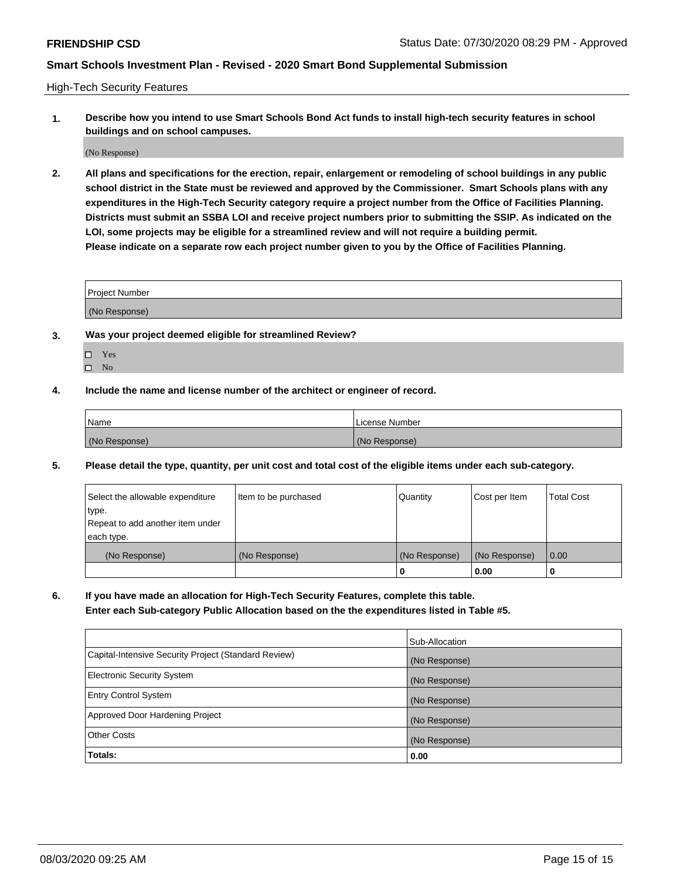**FRIENDSHIP CSD** Status Date: 07/30/2020 08:29 PM - Approved

**Smart Schools Investment Plan - Revised - 2020 Smart Bond Supplemental Submission**

High-Tech Security Features

**1. Describe how you intend to use Smart Schools Bond Act funds to install high-tech security features in school buildings and on school campuses.**

(No Response)

**2. All plans and specifications for the erection, repair, enlargement or remodeling of school buildings in any public school district in the State must be reviewed and approved by the Commissioner. Smart Schools plans with any expenditures in the High-Tech Security category require a project number from the Office of Facilities Planning. Districts must submit an SSBA LOI and receive project numbers prior to submitting the SSIP. As indicated on the LOI, some projects may be eligible for a streamlined review and will not require a building permit. Please indicate on a separate row each project number given to you by the Office of Facilities Planning.**

| Project Number |
|---|
| (No Response) |

**3. Was your project deemed eligible for streamlined Review?**

- ☐ Yes
- ☐ No

**4. Include the name and license number of the architect or engineer of record.**

| Name | License Number |
|---|---|
| (No Response) | (No Response) |

**5. Please detail the type, quantity, per unit cost and total cost of the eligible items under each sub-category.**

| Select the allowable expenditure type. Repeat to add another item under each type. | Item to be purchased | Quantity | Cost per Item | Total Cost |
|---|---|---|---|---|
| (No Response) | (No Response) | (No Response) | (No Response) | 0.00 |
| | | 0 | 0.00 | 0 |

**6. If you have made an allocation for High-Tech Security Features, complete this table. Enter each Sub-category Public Allocation based on the the expenditures listed in Table #5.**

| | Sub-Allocation |
|---|---|
| Capital-Intensive Security Project (Standard Review) | (No Response) |
| Electronic Security System | (No Response) |
| Entry Control System | (No Response) |
| Approved Door Hardening Project | (No Response) |
| Other Costs | (No Response) |
| **Totals:** | **0.00** |

08/03/2020 09:25 AM